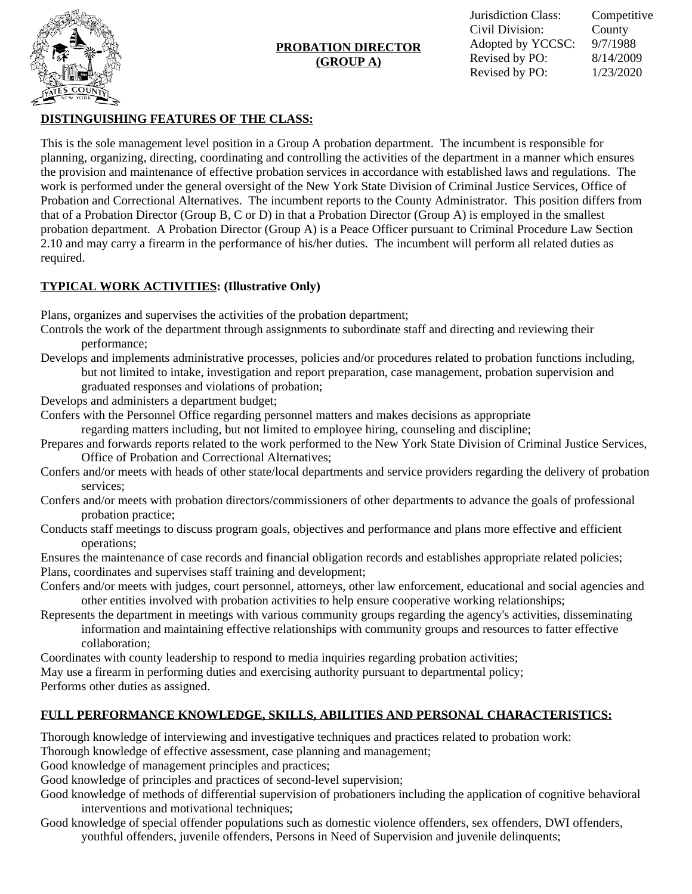| Jurisdiction Class: | Competitive |
|---|---|
| Civil Division: | County |
| Adopted by YCCSC: | 9/7/1988 |
| Revised by PO: | 8/14/2009 |
| Revised by PO: | 1/23/2020 |

# PROBATION DIRECTOR (GROUP A)

## DISTINGUISHING FEATURES OF THE CLASS:

This is the sole management level position in a Group A probation department. The incumbent is responsible for planning, organizing, directing, coordinating and controlling the activities of the department in a manner which ensures the provision and maintenance of effective probation services in accordance with established laws and regulations. The work is performed under the general oversight of the New York State Division of Criminal Justice Services, Office of Probation and Correctional Alternatives. The incumbent reports to the County Administrator. This position differs from that of a Probation Director (Group B, C or D) in that a Probation Director (Group A) is employed in the smallest probation department. A Probation Director (Group A) is a Peace Officer pursuant to Criminal Procedure Law Section 2.10 and may carry a firearm in the performance of his/her duties. The incumbent will perform all related duties as required.

## TYPICAL WORK ACTIVITIES: (Illustrative Only)

Plans, organizes and supervises the activities of the probation department;
Controls the work of the department through assignments to subordinate staff and directing and reviewing their performance;
Develops and implements administrative processes, policies and/or procedures related to probation functions including, but not limited to intake, investigation and report preparation, case management, probation supervision and graduated responses and violations of probation;
Develops and administers a department budget;
Confers with the Personnel Office regarding personnel matters and makes decisions as appropriate regarding matters including, but not limited to employee hiring, counseling and discipline;
Prepares and forwards reports related to the work performed to the New York State Division of Criminal Justice Services, Office of Probation and Correctional Alternatives;
Confers and/or meets with heads of other state/local departments and service providers regarding the delivery of probation services;
Confers and/or meets with probation directors/commissioners of other departments to advance the goals of professional probation practice;
Conducts staff meetings to discuss program goals, objectives and performance and plans more effective and efficient operations;
Ensures the maintenance of case records and financial obligation records and establishes appropriate related policies;
Plans, coordinates and supervises staff training and development;
Confers and/or meets with judges, court personnel, attorneys, other law enforcement, educational and social agencies and other entities involved with probation activities to help ensure cooperative working relationships;
Represents the department in meetings with various community groups regarding the agency's activities, disseminating information and maintaining effective relationships with community groups and resources to fatter effective collaboration;
Coordinates with county leadership to respond to media inquiries regarding probation activities;
May use a firearm in performing duties and exercising authority pursuant to departmental policy;
Performs other duties as assigned.

## FULL PERFORMANCE KNOWLEDGE, SKILLS, ABILITIES AND PERSONAL CHARACTERISTICS:

Thorough knowledge of interviewing and investigative techniques and practices related to probation work:
Thorough knowledge of effective assessment, case planning and management;
Good knowledge of management principles and practices;
Good knowledge of principles and practices of second-level supervision;
Good knowledge of methods of differential supervision of probationers including the application of cognitive behavioral interventions and motivational techniques;
Good knowledge of special offender populations such as domestic violence offenders, sex offenders, DWI offenders, youthful offenders, juvenile offenders, Persons in Need of Supervision and juvenile delinquents;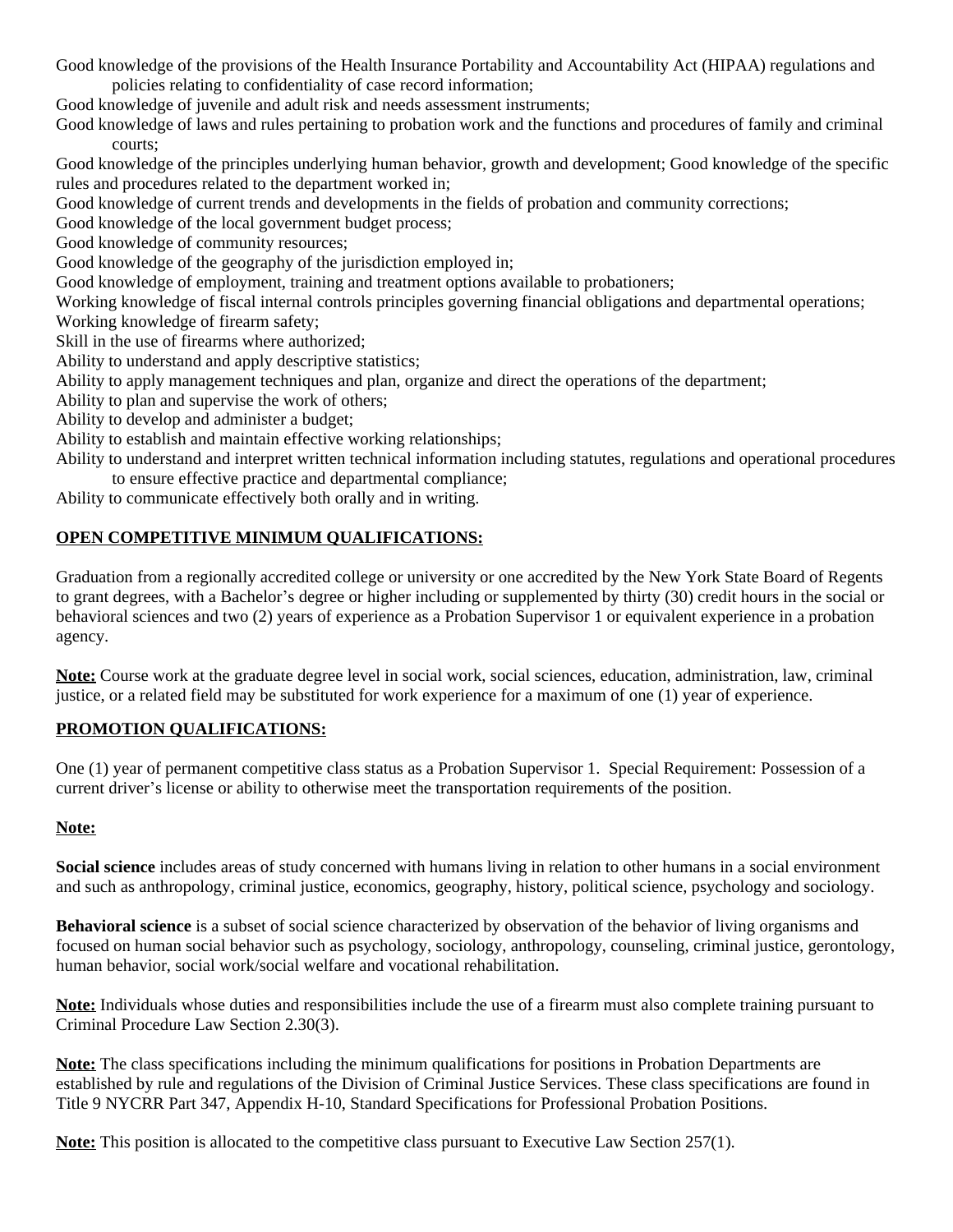Good knowledge of the provisions of the Health Insurance Portability and Accountability Act (HIPAA) regulations and policies relating to confidentiality of case record information;
Good knowledge of juvenile and adult risk and needs assessment instruments;
Good knowledge of laws and rules pertaining to probation work and the functions and procedures of family and criminal courts;
Good knowledge of the principles underlying human behavior, growth and development; Good knowledge of the specific rules and procedures related to the department worked in;
Good knowledge of current trends and developments in the fields of probation and community corrections;
Good knowledge of the local government budget process;
Good knowledge of community resources;
Good knowledge of the geography of the jurisdiction employed in;
Good knowledge of employment, training and treatment options available to probationers;
Working knowledge of fiscal internal controls principles governing financial obligations and departmental operations;
Working knowledge of firearm safety;
Skill in the use of firearms where authorized;
Ability to understand and apply descriptive statistics;
Ability to apply management techniques and plan, organize and direct the operations of the department;
Ability to plan and supervise the work of others;
Ability to develop and administer a budget;
Ability to establish and maintain effective working relationships;
Ability to understand and interpret written technical information including statutes, regulations and operational procedures to ensure effective practice and departmental compliance;
Ability to communicate effectively both orally and in writing.

**OPEN COMPETITIVE MINIMUM QUALIFICATIONS:**

Graduation from a regionally accredited college or university or one accredited by the New York State Board of Regents to grant degrees, with a Bachelor's degree or higher including or supplemented by thirty (30) credit hours in the social or behavioral sciences and two (2) years of experience as a Probation Supervisor 1 or equivalent experience in a probation agency.

**Note:** Course work at the graduate degree level in social work, social sciences, education, administration, law, criminal justice, or a related field may be substituted for work experience for a maximum of one (1) year of experience.

**PROMOTION QUALIFICATIONS:**

One (1) year of permanent competitive class status as a Probation Supervisor 1. Special Requirement: Possession of a current driver's license or ability to otherwise meet the transportation requirements of the position.

**Note:**

**Social science** includes areas of study concerned with humans living in relation to other humans in a social environment and such as anthropology, criminal justice, economics, geography, history, political science, psychology and sociology.

**Behavioral science** is a subset of social science characterized by observation of the behavior of living organisms and focused on human social behavior such as psychology, sociology, anthropology, counseling, criminal justice, gerontology, human behavior, social work/social welfare and vocational rehabilitation.

**Note:** Individuals whose duties and responsibilities include the use of a firearm must also complete training pursuant to Criminal Procedure Law Section 2.30(3).

**Note:** The class specifications including the minimum qualifications for positions in Probation Departments are established by rule and regulations of the Division of Criminal Justice Services. These class specifications are found in Title 9 NYCRR Part 347, Appendix H-10, Standard Specifications for Professional Probation Positions.

**Note:** This position is allocated to the competitive class pursuant to Executive Law Section 257(1).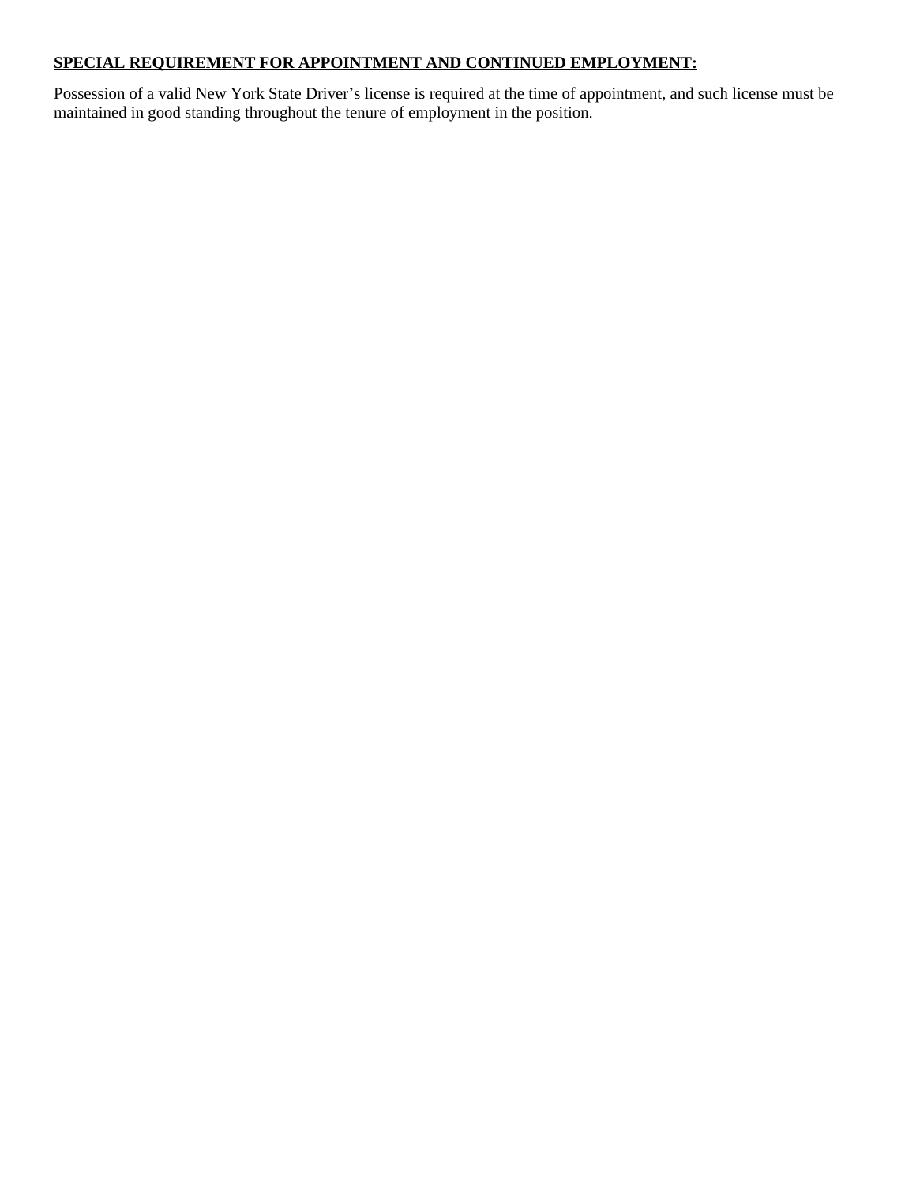**SPECIAL REQUIREMENT FOR APPOINTMENT AND CONTINUED EMPLOYMENT:**

Possession of a valid New York State Driver's license is required at the time of appointment, and such license must be maintained in good standing throughout the tenure of employment in the position.